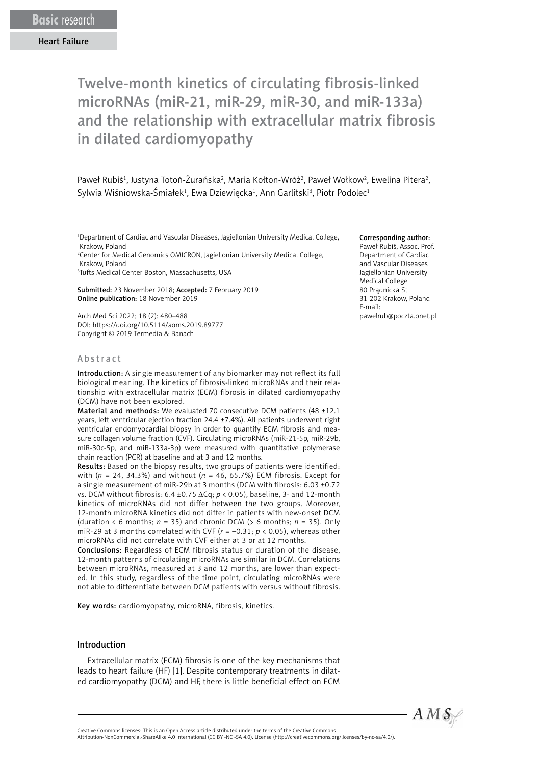Basic research

Heart Failure

# Twelve-month kinetics of circulating fibrosis-linked microRNAs (miR-21, miR-29, miR-30, and miR-133a) and the relationship with extracellular matrix fibrosis in dilated cardiomyopathy

Paweł Rubiś[1], Justyna Totoń-Żurańska[2], Maria Kołton-Wróż[2], Paweł Wołkow[2], Ewelina Pitera[2], Sylwia Wiśniowska-Śmiałek[1], Ewa Dziewięcka[1], Ann Garlitski[3], Piotr Podolec[1]

[1]Department of Cardiac and Vascular Diseases, Jagiellonian University Medical College, Krakow, Poland
[2]Center for Medical Genomics OMICRON, Jagiellonian University Medical College, Krakow, Poland
[3]Tufts Medical Center Boston, Massachusetts, USA

**Submitted:** 23 November 2018; **Accepted:** 7 February 2019
**Online publication:** 18 November 2019

Arch Med Sci 2022; 18 (2): 480–488
DOI: https://doi.org/10.5114/aoms.2019.89777
Copyright © 2019 Termedia & Banach

**Corresponding author:**
Paweł Rubiś, Assoc. Prof.
Department of Cardiac and Vascular Diseases
Jagiellonian University Medical College
80 Prądnicka St
31-202 Krakow, Poland
E-mail: pawelrub@poczta.onet.pl

## Abstract

**Introduction:** A single measurement of any biomarker may not reflect its full biological meaning. The kinetics of fibrosis-linked microRNAs and their relationship with extracellular matrix (ECM) fibrosis in dilated cardiomyopathy (DCM) have not been explored.

**Material and methods:** We evaluated 70 consecutive DCM patients (48 ±12.1 years, left ventricular ejection fraction 24.4 ±7.4%). All patients underwent right ventricular endomyocardial biopsy in order to quantify ECM fibrosis and measure collagen volume fraction (CVF). Circulating microRNAs (miR-21-5p, miR-29b, miR-30c-5p, and miR-133a-3p) were measured with quantitative polymerase chain reaction (PCR) at baseline and at 3 and 12 months.

**Results:** Based on the biopsy results, two groups of patients were identified: with ($n$ = 24, 34.3%) and without ($n$ = 46, 65.7%) ECM fibrosis. Except for a single measurement of miR-29b at 3 months (DCM with fibrosis: 6.03 ±0.72 vs. DCM without fibrosis: 6.4 ±0.75 ΔCq; $p < 0.05$), baseline, 3- and 12-month kinetics of microRNAs did not differ between the two groups. Moreover, 12-month microRNA kinetics did not differ in patients with new-onset DCM (duration < 6 months; $n$ = 35) and chronic DCM (> 6 months; $n$ = 35). Only miR-29 at 3 months correlated with CVF ($r = -0.31$; $p < 0.05$), whereas other microRNAs did not correlate with CVF either at 3 or at 12 months.

**Conclusions:** Regardless of ECM fibrosis status or duration of the disease, 12-month patterns of circulating microRNAs are similar in DCM. Correlations between microRNAs, measured at 3 and 12 months, are lower than expected. In this study, regardless of the time point, circulating microRNAs were not able to differentiate between DCM patients with versus without fibrosis.

**Key words:** cardiomyopathy, microRNA, fibrosis, kinetics.

## Introduction

Extracellular matrix (ECM) fibrosis is one of the key mechanisms that leads to heart failure (HF) [1]. Despite contemporary treatments in dilated cardiomyopathy (DCM) and HF, there is little beneficial effect on ECM

Creative Commons licenses: This is an Open Access article distributed under the terms of the Creative Commons Attribution-NonCommercial-ShareAlike 4.0 International (CC BY -NC -SA 4.0). License (http://creativecommons.org/licenses/by-nc-sa/4.0/).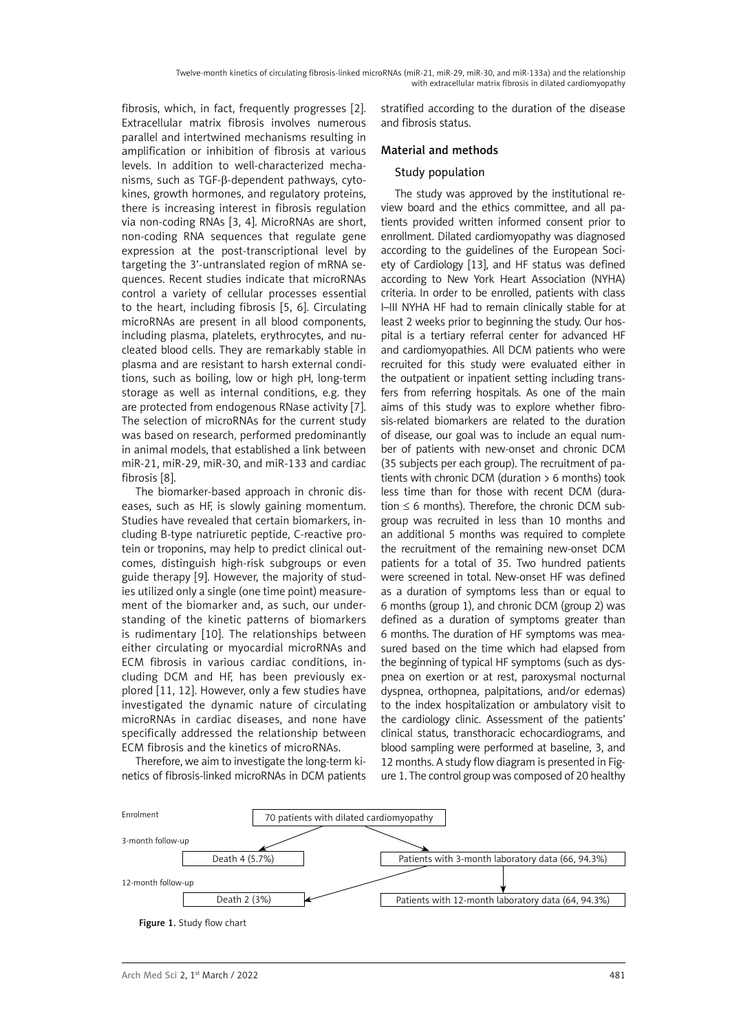fibrosis, which, in fact, frequently progresses [2]. Extracellular matrix fibrosis involves numerous parallel and intertwined mechanisms resulting in amplification or inhibition of fibrosis at various levels. In addition to well-characterized mechanisms, such as TGF-β-dependent pathways, cytokines, growth hormones, and regulatory proteins, there is increasing interest in fibrosis regulation via non-coding RNAs [3, 4]. MicroRNAs are short, non-coding RNA sequences that regulate gene expression at the post-transcriptional level by targeting the 3'-untranslated region of mRNA sequences. Recent studies indicate that microRNAs control a variety of cellular processes essential to the heart, including fibrosis [5, 6]. Circulating microRNAs are present in all blood components, including plasma, platelets, erythrocytes, and nucleated blood cells. They are remarkably stable in plasma and are resistant to harsh external conditions, such as boiling, low or high pH, long-term storage as well as internal conditions, e.g. they are protected from endogenous RNase activity [7]. The selection of microRNAs for the current study was based on research, performed predominantly in animal models, that established a link between miR-21, miR-29, miR-30, and miR-133 and cardiac fibrosis [8].

The biomarker-based approach in chronic diseases, such as HF, is slowly gaining momentum. Studies have revealed that certain biomarkers, including B-type natriuretic peptide, C-reactive protein or troponins, may help to predict clinical outcomes, distinguish high-risk subgroups or even guide therapy [9]. However, the majority of studies utilized only a single (one time point) measurement of the biomarker and, as such, our understanding of the kinetic patterns of biomarkers is rudimentary [10]. The relationships between either circulating or myocardial microRNAs and ECM fibrosis in various cardiac conditions, including DCM and HF, has been previously explored [11, 12]. However, only a few studies have investigated the dynamic nature of circulating microRNAs in cardiac diseases, and none have specifically addressed the relationship between ECM fibrosis and the kinetics of microRNAs.

Therefore, we aim to investigate the long-term kinetics of fibrosis-linked microRNAs in DCM patients stratified according to the duration of the disease and fibrosis status.

## Material and methods

### Study population

The study was approved by the institutional review board and the ethics committee, and all patients provided written informed consent prior to enrollment. Dilated cardiomyopathy was diagnosed according to the guidelines of the European Society of Cardiology [13], and HF status was defined according to New York Heart Association (NYHA) criteria. In order to be enrolled, patients with class I–III NYHA HF had to remain clinically stable for at least 2 weeks prior to beginning the study. Our hospital is a tertiary referral center for advanced HF and cardiomyopathies. All DCM patients who were recruited for this study were evaluated either in the outpatient or inpatient setting including transfers from referring hospitals. As one of the main aims of this study was to explore whether fibrosis-related biomarkers are related to the duration of disease, our goal was to include an equal number of patients with new-onset and chronic DCM (35 subjects per each group). The recruitment of patients with chronic DCM (duration > 6 months) took less time than for those with recent DCM (duration ≤ 6 months). Therefore, the chronic DCM subgroup was recruited in less than 10 months and an additional 5 months was required to complete the recruitment of the remaining new-onset DCM patients for a total of 35. Two hundred patients were screened in total. New-onset HF was defined as a duration of symptoms less than or equal to 6 months (group 1), and chronic DCM (group 2) was defined as a duration of symptoms greater than 6 months. The duration of HF symptoms was measured based on the time which had elapsed from the beginning of typical HF symptoms (such as dyspnea on exertion or at rest, paroxysmal nocturnal dyspnea, orthopnea, palpitations, and/or edemas) to the index hospitalization or ambulatory visit to the cardiology clinic. Assessment of the patients' clinical status, transthoracic echocardiograms, and blood sampling were performed at baseline, 3, and 12 months. A study flow diagram is presented in Figure 1. The control group was composed of 20 healthy

```
Enrolment            70 patients with dilated cardiomyopathy

3-month follow-up    Death 4 (5.7%)          Patients with 3-month laboratory data (66, 94.3%)

12-month follow-up   Death 2 (3%)            Patients with 12-month laboratory data (64, 94.3%)
```

Figure 1. Study flow chart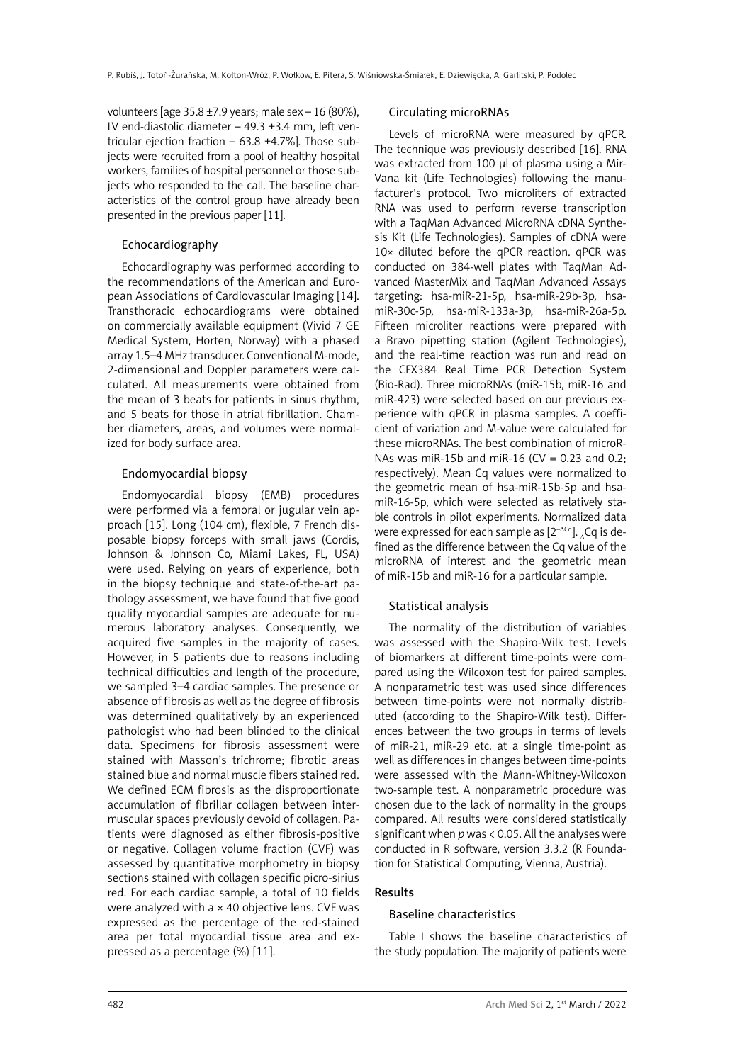volunteers [age 35.8 ±7.9 years; male sex – 16 (80%), LV end-diastolic diameter – 49.3 ±3.4 mm, left ventricular ejection fraction – 63.8 ±4.7%]. Those subjects were recruited from a pool of healthy hospital workers, families of hospital personnel or those subjects who responded to the call. The baseline characteristics of the control group have already been presented in the previous paper [11].

### Echocardiography

Echocardiography was performed according to the recommendations of the American and European Associations of Cardiovascular Imaging [14]. Transthoracic echocardiograms were obtained on commercially available equipment (Vivid 7 GE Medical System, Horten, Norway) with a phased array 1.5–4 MHz transducer. Conventional M-mode, 2-dimensional and Doppler parameters were calculated. All measurements were obtained from the mean of 3 beats for patients in sinus rhythm, and 5 beats for those in atrial fibrillation. Chamber diameters, areas, and volumes were normalized for body surface area.

### Endomyocardial biopsy

Endomyocardial biopsy (EMB) procedures were performed via a femoral or jugular vein approach [15]. Long (104 cm), flexible, 7 French disposable biopsy forceps with small jaws (Cordis, Johnson & Johnson Co, Miami Lakes, FL, USA) were used. Relying on years of experience, both in the biopsy technique and state-of-the-art pathology assessment, we have found that five good quality myocardial samples are adequate for numerous laboratory analyses. Consequently, we acquired five samples in the majority of cases. However, in 5 patients due to reasons including technical difficulties and length of the procedure, we sampled 3–4 cardiac samples. The presence or absence of fibrosis as well as the degree of fibrosis was determined qualitatively by an experienced pathologist who had been blinded to the clinical data. Specimens for fibrosis assessment were stained with Masson's trichrome; fibrotic areas stained blue and normal muscle fibers stained red. We defined ECM fibrosis as the disproportionate accumulation of fibrillar collagen between intermuscular spaces previously devoid of collagen. Patients were diagnosed as either fibrosis-positive or negative. Collagen volume fraction (CVF) was assessed by quantitative morphometry in biopsy sections stained with collagen specific picro-sirius red. For each cardiac sample, a total of 10 fields were analyzed with a × 40 objective lens. CVF was expressed as the percentage of the red-stained area per total myocardial tissue area and expressed as a percentage (%) [11].

### Circulating microRNAs

Levels of microRNA were measured by qPCR. The technique was previously described [16]. RNA was extracted from 100 µl of plasma using a Mir-Vana kit (Life Technologies) following the manufacturer's protocol. Two microliters of extracted RNA was used to perform reverse transcription with a TaqMan Advanced MicroRNA cDNA Synthesis Kit (Life Technologies). Samples of cDNA were 10× diluted before the qPCR reaction. qPCR was conducted on 384-well plates with TaqMan Advanced MasterMix and TaqMan Advanced Assays targeting: hsa-miR-21-5p, hsa-miR-29b-3p, hsa-miR-30c-5p, hsa-miR-133a-3p, hsa-miR-26a-5p. Fifteen microliter reactions were prepared with a Bravo pipetting station (Agilent Technologies), and the real-time reaction was run and read on the CFX384 Real Time PCR Detection System (Bio-Rad). Three microRNAs (miR-15b, miR-16 and miR-423) were selected based on our previous experience with qPCR in plasma samples. A coefficient of variation and M-value were calculated for these microRNAs. The best combination of microRNAs was miR-15b and miR-16 (CV = 0.23 and 0.2; respectively). Mean Cq values were normalized to the geometric mean of hsa-miR-15b-5p and hsa-miR-16-5p, which were selected as relatively stable controls in pilot experiments. Normalized data were expressed for each sample as [$2^{-\Delta Cq}$]. $_{\Delta}$Cq is defined as the difference between the Cq value of the microRNA of interest and the geometric mean of miR-15b and miR-16 for a particular sample.

### Statistical analysis

The normality of the distribution of variables was assessed with the Shapiro-Wilk test. Levels of biomarkers at different time-points were compared using the Wilcoxon test for paired samples. A nonparametric test was used since differences between time-points were not normally distributed (according to the Shapiro-Wilk test). Differences between the two groups in terms of levels of miR-21, miR-29 etc. at a single time-point as well as differences in changes between time-points were assessed with the Mann-Whitney-Wilcoxon two-sample test. A nonparametric procedure was chosen due to the lack of normality in the groups compared. All results were considered statistically significant when $p$ was < 0.05. All the analyses were conducted in R software, version 3.3.2 (R Foundation for Statistical Computing, Vienna, Austria).

## Results

### Baseline characteristics

Table I shows the baseline characteristics of the study population. The majority of patients were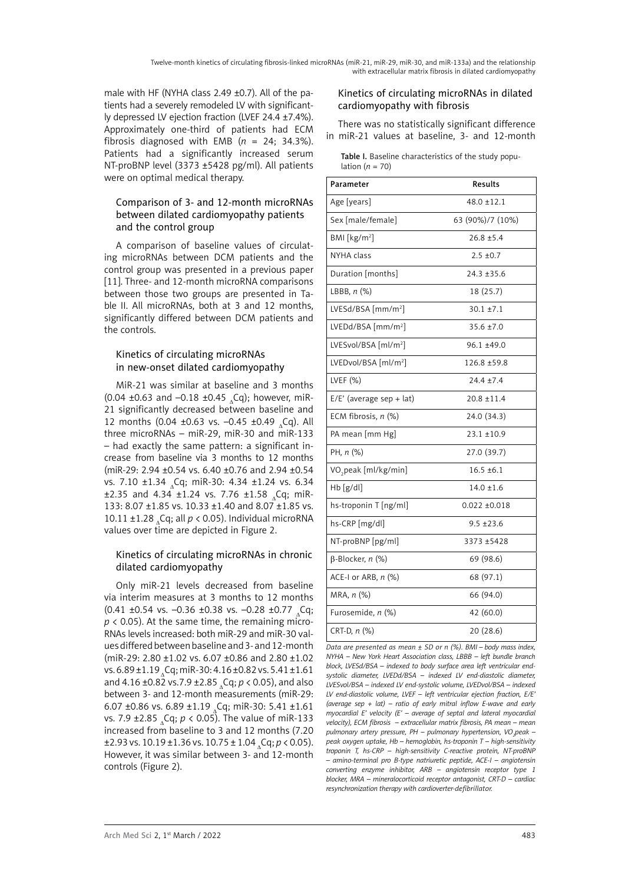male with HF (NYHA class 2.49 ±0.7). All of the patients had a severely remodeled LV with significantly depressed LV ejection fraction (LVEF 24.4 ±7.4%). Approximately one-third of patients had ECM fibrosis diagnosed with EMB ($n$ = 24; 34.3%). Patients had a significantly increased serum NT-proBNP level (3373 ±5428 pg/ml). All patients were on optimal medical therapy.

### Comparison of 3- and 12-month microRNAs between dilated cardiomyopathy patients and the control group

A comparison of baseline values of circulating microRNAs between DCM patients and the control group was presented in a previous paper [11]. Three- and 12-month microRNA comparisons between those two groups are presented in Table II. All microRNAs, both at 3 and 12 months, significantly differed between DCM patients and the controls.

### Kinetics of circulating microRNAs in new-onset dilated cardiomyopathy

MiR-21 was similar at baseline and 3 months (0.04 ±0.63 and –0.18 ±0.45 $_{\Delta}$Cq); however, miR-21 significantly decreased between baseline and 12 months (0.04 ±0.63 vs. –0.45 ±0.49 $_{\Delta}$Cq). All three microRNAs – miR-29, miR-30 and miR-133 – had exactly the same pattern: a significant increase from baseline via 3 months to 12 months (miR-29: 2.94 ±0.54 vs. 6.40 ±0.76 and 2.94 ±0.54 vs. 7.10 ±1.34 $_{\Delta}$Cq; miR-30: 4.34 ±1.24 vs. 6.34 ±2.35 and 4.34 ±1.24 vs. 7.76 ±1.58 $_{\Delta}$Cq; miR-133: 8.07 ±1.85 vs. 10.33 ±1.40 and 8.07 ±1.85 vs. 10.11 ±1.28 $_{\Delta}$Cq; all $p < 0.05$). Individual microRNA values over time are depicted in Figure 2.

### Kinetics of circulating microRNAs in chronic dilated cardiomyopathy

Only miR-21 levels decreased from baseline via interim measures at 3 months to 12 months (0.41 ±0.54 vs. –0.36 ±0.38 vs. –0.28 ±0.77 $_{\Delta}$Cq; $p < 0.05$). At the same time, the remaining microRNAs levels increased: both miR-29 and miR-30 values differed between baseline and 3- and 12-month (miR-29: 2.80 ±1.02 vs. 6.07 ±0.86 and 2.80 ±1.02 vs. 6.89 ±1.19 $_{\Delta}$Cq; miR-30: 4.16 ±0.82 vs. 5.41 ±1.61 and 4.16 ±0.82 vs. 7.9 ±2.85 $_{\Delta}$Cq; $p < 0.05$), and also between 3- and 12-month measurements (miR-29: 6.07 ±0.86 vs. 6.89 ±1.19 $_{\Delta}$Cq; miR-30: 5.41 ±1.61 vs. 7.9 ±2.85 $_{\Delta}$Cq; $p < 0.05$). The value of miR-133 increased from baseline to 3 and 12 months (7.20 ±2.93 vs. 10.19 ±1.36 vs. 10.75 ± 1.04 $_{\Delta}$Cq; $p < 0.05$). However, it was similar between 3- and 12-month controls (Figure 2).

### Kinetics of circulating microRNAs in dilated cardiomyopathy with fibrosis

There was no statistically significant difference in miR-21 values at baseline, 3- and 12-month

**Table I.** Baseline characteristics of the study population ($n$ = 70)

| Parameter | Results |
|---|---|
| Age [years] | 48.0 ±12.1 |
| Sex [male/female] | 63 (90%)/7 (10%) |
| BMI [kg/m$^2$] | 26.8 ±5.4 |
| NYHA class | 2.5 ±0.7 |
| Duration [months] | 24.3 ±35.6 |
| LBBB, $n$ (%) | 18 (25.7) |
| LVESd/BSA [mm/m$^2$] | 30.1 ±7.1 |
| LVEDd/BSA [mm/m$^2$] | 35.6 ±7.0 |
| LVESvol/BSA [ml/m$^2$] | 96.1 ±49.0 |
| LVEDvol/BSA [ml/m$^2$] | 126.8 ±59.8 |
| LVEF (%) | 24.4 ±7.4 |
| E/E' (average sep + lat) | 20.8 ±11.4 |
| ECM fibrosis, $n$ (%) | 24.0 (34.3) |
| PA mean [mm Hg] | 23.1 ±10.9 |
| PH, $n$ (%) | 27.0 (39.7) |
| $VO_2$peak [ml/kg/min] | 16.5 ±6.1 |
| Hb [g/dl] | 14.0 ±1.6 |
| hs-troponin T [ng/ml] | 0.022 ±0.018 |
| hs-CRP [mg/dl] | 9.5 ±23.6 |
| NT-proBNP [pg/ml] | 3373 ±5428 |
| β-Blocker, $n$ (%) | 69 (98.6) |
| ACE-I or ARB, $n$ (%) | 68 (97.1) |
| MRA, $n$ (%) | 66 (94.0) |
| Furosemide, $n$ (%) | 42 (60.0) |
| CRT-D, $n$ (%) | 20 (28.6) |

*Data are presented as mean ± SD or n (%). BMI – body mass index, NYHA – New York Heart Association class, LBBB – left bundle branch block, LVESd/BSA – indexed to body surface area left ventricular end-systolic diameter, LVEDd/BSA – indexed LV end-diastolic diameter, LVESvol/BSA – indexed LV end-systolic volume, LVEDvol/BSA – indexed LV end-diastolic volume, LVEF – left ventricular ejection fraction, E/E' (average sep + lat) – ratio of early mitral inflow E-wave and early myocardial E' velocity (E' – average of septal and lateral myocardial velocity), ECM fibrosis – extracellular matrix fibrosis, PA mean – mean pulmonary artery pressure, PH – pulmonary hypertension, $VO_2$peak – peak oxygen uptake, Hb – hemoglobin, hs-troponin T – high-sensitivity troponin T, hs-CRP – high-sensitivity C-reactive protein, NT-proBNP – amino-terminal pro B-type natriuretic peptide, ACE-I – angiotensin converting enzyme inhibitor, ARB – angiotensin receptor type 1 blocker, MRA – mineralocorticoid receptor antagonist, CRT-D – cardiac resynchronization therapy with cardioverter-defibrillator.*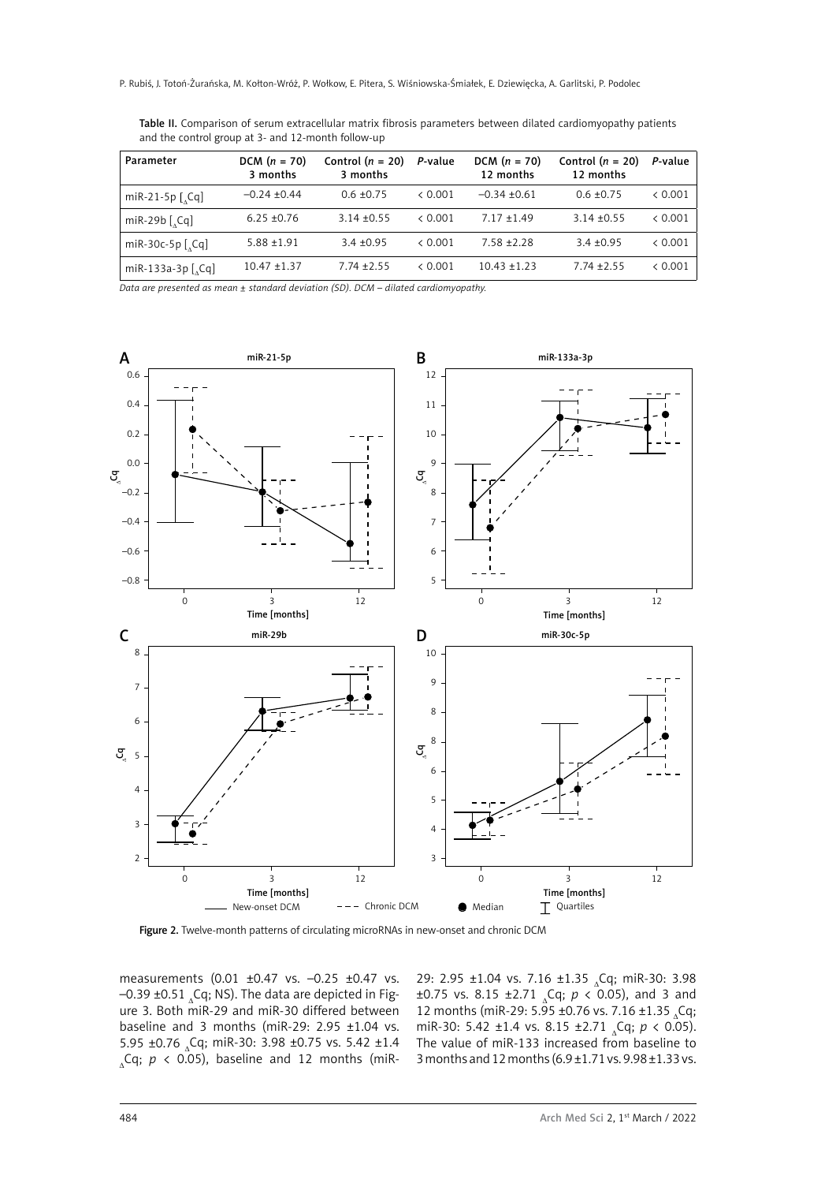**Table II.** Comparison of serum extracellular matrix fibrosis parameters between dilated cardiomyopathy patients and the control group at 3- and 12-month follow-up

| Parameter | DCM ($n$ = 70) 3 months | Control ($n$ = 20) 3 months | *P*-value | DCM ($n$ = 70) 12 months | Control ($n$ = 20) 12 months | *P*-value |
|---|---|---|---|---|---|---|
| miR-21-5p [$_{\Delta}$Cq] | –0.24 ±0.44 | 0.6 ±0.75 | < 0.001 | –0.34 ±0.61 | 0.6 ±0.75 | < 0.001 |
| miR-29b [$_{\Delta}$Cq] | 6.25 ±0.76 | 3.14 ±0.55 | < 0.001 | 7.17 ±1.49 | 3.14 ±0.55 | < 0.001 |
| miR-30c-5p [$_{\Delta}$Cq] | 5.88 ±1.91 | 3.4 ±0.95 | < 0.001 | 7.58 ±2.28 | 3.4 ±0.95 | < 0.001 |
| miR-133a-3p [$_{\Delta}$Cq] | 10.47 ±1.37 | 7.74 ±2.55 | < 0.001 | 10.43 ±1.23 | 7.74 ±2.55 | < 0.001 |

*Data are presented as mean ± standard deviation (SD). DCM – dilated cardiomyopathy.*

**Figure 2.** Twelve-month patterns of circulating microRNAs in new-onset and chronic DCM

measurements (0.01 ±0.47 vs. –0.25 ±0.47 vs. –0.39 ±0.51 $_{\Delta}$Cq; NS). The data are depicted in Figure 3. Both miR-29 and miR-30 differed between baseline and 3 months (miR-29: 2.95 ±1.04 vs. 5.95 ±0.76 $_{\Delta}$Cq; miR-30: 3.98 ±0.75 vs. 5.42 ±1.4 $_{\Delta}$Cq; $p$ < 0.05), baseline and 12 months (miR-29: 2.95 ±1.04 vs. 7.16 ±1.35 $_{\Delta}$Cq; miR-30: 3.98 ±0.75 vs. 8.15 ±2.71 $_{\Delta}$Cq; $p$ < 0.05), and 3 and 12 months (miR-29: 5.95 ±0.76 vs. 7.16 ±1.35 $_{\Delta}$Cq; miR-30: 5.42 ±1.4 vs. 8.15 ±2.71 $_{\Delta}$Cq; $p$ < 0.05). The value of miR-133 increased from baseline to 3 months and 12 months (6.9 ±1.71 vs. 9.98 ±1.33 vs.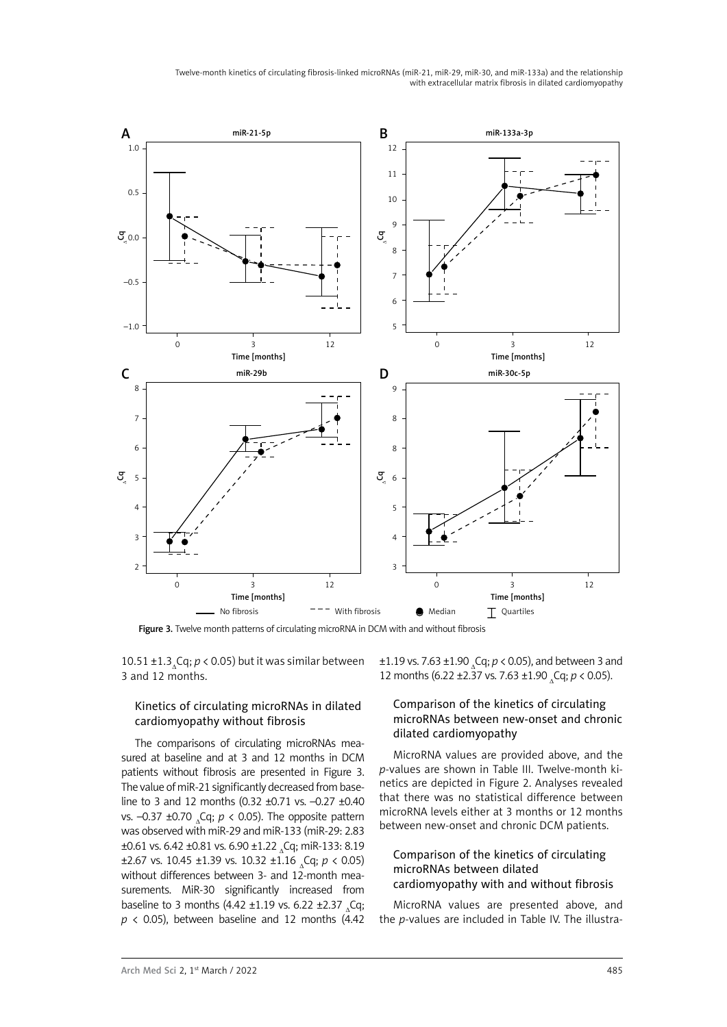Figure 3. Twelve month patterns of circulating microRNA in DCM with and without fibrosis

10.51 ±1.3 $_{\Delta}$Cq; $p < 0.05$) but it was similar between 3 and 12 months.

### Kinetics of circulating microRNAs in dilated cardiomyopathy without fibrosis

The comparisons of circulating microRNAs measured at baseline and at 3 and 12 months in DCM patients without fibrosis are presented in Figure 3. The value of miR-21 significantly decreased from baseline to 3 and 12 months (0.32 ±0.71 vs. –0.27 ±0.40 vs. –0.37 ±0.70 $_{\Delta}$Cq; $p < 0.05$). The opposite pattern was observed with miR-29 and miR-133 (miR-29: 2.83 ±0.61 vs. 6.42 ±0.81 vs. 6.90 ±1.22 $_{\Delta}$Cq; miR-133: 8.19 ±2.67 vs. 10.45 ±1.39 vs. 10.32 ±1.16 $_{\Delta}$Cq; $p < 0.05$) without differences between 3- and 12-month measurements. MiR-30 significantly increased from baseline to 3 months (4.42 ±1.19 vs. 6.22 ±2.37 $_{\Delta}$Cq; $p < 0.05$), between baseline and 12 months (4.42 ±1.19 vs. 7.63 ±1.90 $_{\Delta}$Cq; $p < 0.05$), and between 3 and 12 months (6.22 ±2.37 vs. 7.63 ±1.90 $_{\Delta}$Cq; $p < 0.05$).

### Comparison of the kinetics of circulating microRNAs between new-onset and chronic dilated cardiomyopathy

MicroRNA values are provided above, and the *p*-values are shown in Table III. Twelve-month kinetics are depicted in Figure 2. Analyses revealed that there was no statistical difference between microRNA levels either at 3 months or 12 months between new-onset and chronic DCM patients.

### Comparison of the kinetics of circulating microRNAs between dilated cardiomyopathy with and without fibrosis

MicroRNA values are presented above, and the *p*-values are included in Table IV. The illustra-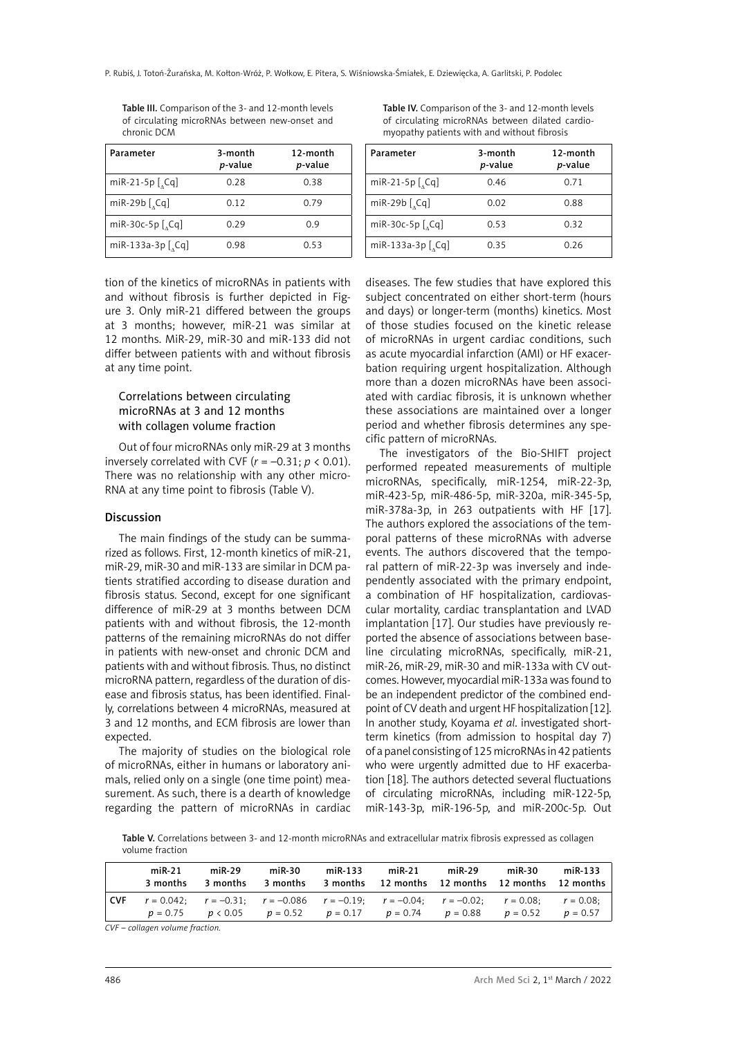Table III. Comparison of the 3- and 12-month levels of circulating microRNAs between new-onset and chronic DCM

| Parameter | 3-month *p*-value | 12-month *p*-value |
|---|---|---|
| miR-21-5p [$_{\Delta}$Cq] | 0.28 | 0.38 |
| miR-29b [$_{\Delta}$Cq] | 0.12 | 0.79 |
| miR-30c-5p [$_{\Delta}$Cq] | 0.29 | 0.9 |
| miR-133a-3p [$_{\Delta}$Cq] | 0.98 | 0.53 |

Table IV. Comparison of the 3- and 12-month levels of circulating microRNAs between dilated cardiomyopathy patients with and without fibrosis

| Parameter | 3-month *p*-value | 12-month *p*-value |
|---|---|---|
| miR-21-5p [$_{\Delta}$Cq] | 0.46 | 0.71 |
| miR-29b [$_{\Delta}$Cq] | 0.02 | 0.88 |
| miR-30c-5p [$_{\Delta}$Cq] | 0.53 | 0.32 |
| miR-133a-3p [$_{\Delta}$Cq] | 0.35 | 0.26 |

tion of the kinetics of microRNAs in patients with and without fibrosis is further depicted in Figure 3. Only miR-21 differed between the groups at 3 months; however, miR-21 was similar at 12 months. MiR-29, miR-30 and miR-133 did not differ between patients with and without fibrosis at any time point.

### Correlations between circulating microRNAs at 3 and 12 months with collagen volume fraction

Out of four microRNAs only miR-29 at 3 months inversely correlated with CVF ($r = -0.31$; $p < 0.01$). There was no relationship with any other microRNA at any time point to fibrosis (Table V).

## Discussion

The main findings of the study can be summarized as follows. First, 12-month kinetics of miR-21, miR-29, miR-30 and miR-133 are similar in DCM patients stratified according to disease duration and fibrosis status. Second, except for one significant difference of miR-29 at 3 months between DCM patients with and without fibrosis, the 12-month patterns of the remaining microRNAs do not differ in patients with new-onset and chronic DCM and patients with and without fibrosis. Thus, no distinct microRNA pattern, regardless of the duration of disease and fibrosis status, has been identified. Finally, correlations between 4 microRNAs, measured at 3 and 12 months, and ECM fibrosis are lower than expected.

The majority of studies on the biological role of microRNAs, either in humans or laboratory animals, relied only on a single (one time point) measurement. As such, there is a dearth of knowledge regarding the pattern of microRNAs in cardiac diseases. The few studies that have explored this subject concentrated on either short-term (hours and days) or longer-term (months) kinetics. Most of those studies focused on the kinetic release of microRNAs in urgent cardiac conditions, such as acute myocardial infarction (AMI) or HF exacerbation requiring urgent hospitalization. Although more than a dozen microRNAs have been associated with cardiac fibrosis, it is unknown whether these associations are maintained over a longer period and whether fibrosis determines any specific pattern of microRNAs.

The investigators of the Bio-SHIFT project performed repeated measurements of multiple microRNAs, specifically, miR-1254, miR-22-3p, miR-423-5p, miR-486-5p, miR-320a, miR-345-5p, miR-378a-3p, in 263 outpatients with HF [17]. The authors explored the associations of the temporal patterns of these microRNAs with adverse events. The authors discovered that the temporal pattern of miR-22-3p was inversely and independently associated with the primary endpoint, a combination of HF hospitalization, cardiovascular mortality, cardiac transplantation and LVAD implantation [17]. Our studies have previously reported the absence of associations between baseline circulating microRNAs, specifically, miR-21, miR-26, miR-29, miR-30 and miR-133a with CV outcomes. However, myocardial miR-133a was found to be an independent predictor of the combined endpoint of CV death and urgent HF hospitalization [12]. In another study, Koyama *et al*. investigated short-term kinetics (from admission to hospital day 7) of a panel consisting of 125 microRNAs in 42 patients who were urgently admitted due to HF exacerbation [18]. The authors detected several fluctuations of circulating microRNAs, including miR-122-5p, miR-143-3p, miR-196-5p, and miR-200c-5p. Out

Table V. Correlations between 3- and 12-month microRNAs and extracellular matrix fibrosis expressed as collagen volume fraction

| | miR-21 3 months | miR-29 3 months | miR-30 3 months | miR-133 3 months | miR-21 12 months | miR-29 12 months | miR-30 12 months | miR-133 12 months |
|---|---|---|---|---|---|---|---|---|
| CVF | $r = 0.042$; $p = 0.75$ | $r = -0.31$; $p < 0.05$ | $r = -0.086$ $p = 0.52$ | $r = -0.19$; $p = 0.17$ | $r = -0.04$; $p = 0.74$ | $r = -0.02$; $p = 0.88$ | $r = 0.08$; $p = 0.52$ | $r = 0.08$; $p = 0.57$ |

CVF – collagen volume fraction.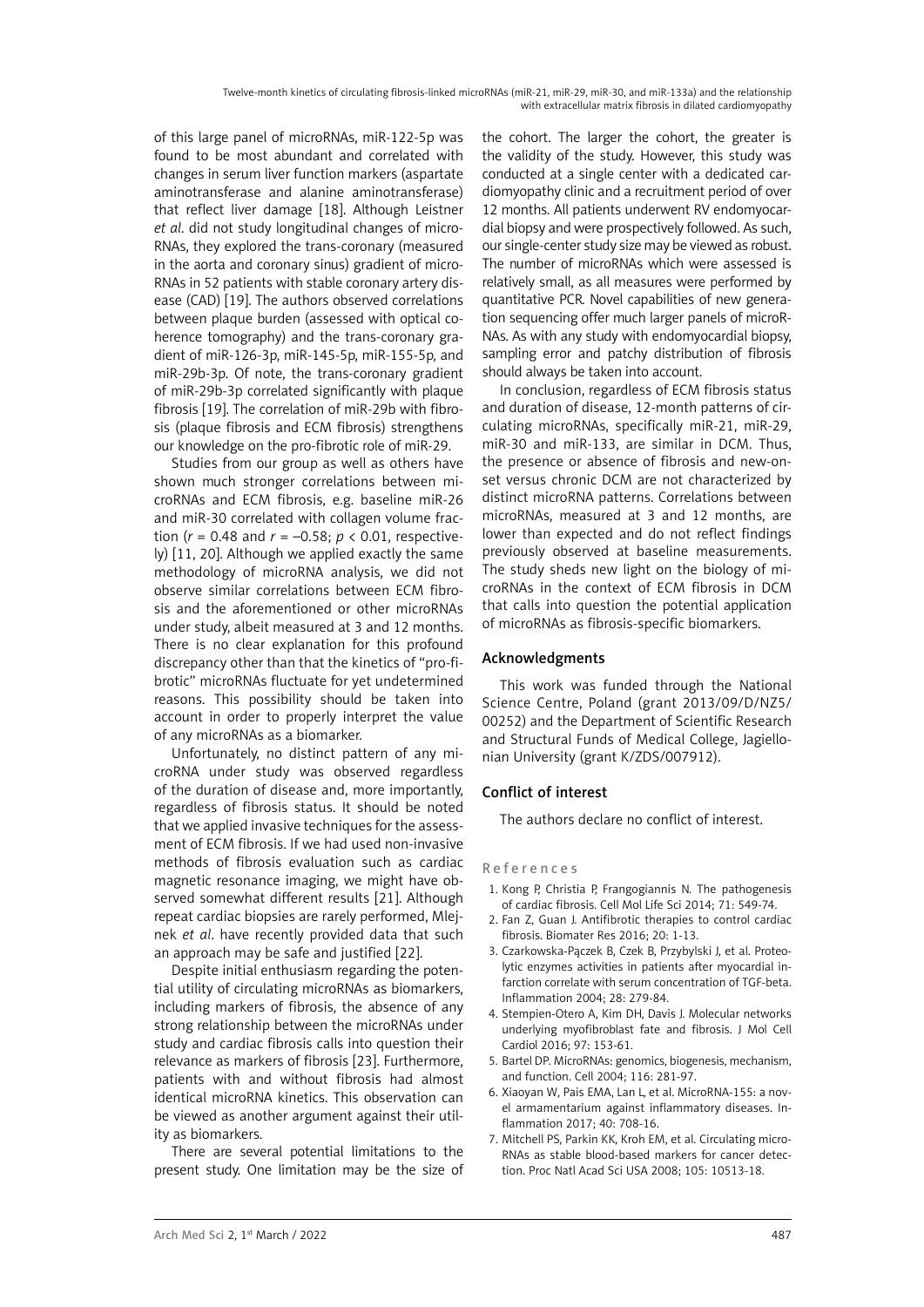of this large panel of microRNAs, miR-122-5p was found to be most abundant and correlated with changes in serum liver function markers (aspartate aminotransferase and alanine aminotransferase) that reflect liver damage [18]. Although Leistner *et al*. did not study longitudinal changes of microRNAs, they explored the trans-coronary (measured in the aorta and coronary sinus) gradient of microRNAs in 52 patients with stable coronary artery disease (CAD) [19]. The authors observed correlations between plaque burden (assessed with optical coherence tomography) and the trans-coronary gradient of miR-126-3p, miR-145-5p, miR-155-5p, and miR-29b-3p. Of note, the trans-coronary gradient of miR-29b-3p correlated significantly with plaque fibrosis [19]. The correlation of miR-29b with fibrosis (plaque fibrosis and ECM fibrosis) strengthens our knowledge on the pro-fibrotic role of miR-29.

Studies from our group as well as others have shown much stronger correlations between microRNAs and ECM fibrosis, e.g. baseline miR-26 and miR-30 correlated with collagen volume fraction ($r = 0.48$ and $r = -0.58$; $p < 0.01$, respectively) [11, 20]. Although we applied exactly the same methodology of microRNA analysis, we did not observe similar correlations between ECM fibrosis and the aforementioned or other microRNAs under study, albeit measured at 3 and 12 months. There is no clear explanation for this profound discrepancy other than that the kinetics of "pro-fibrotic" microRNAs fluctuate for yet undetermined reasons. This possibility should be taken into account in order to properly interpret the value of any microRNAs as a biomarker.

Unfortunately, no distinct pattern of any microRNA under study was observed regardless of the duration of disease and, more importantly, regardless of fibrosis status. It should be noted that we applied invasive techniques for the assessment of ECM fibrosis. If we had used non-invasive methods of fibrosis evaluation such as cardiac magnetic resonance imaging, we might have observed somewhat different results [21]. Although repeat cardiac biopsies are rarely performed, Mlejnek *et al*. have recently provided data that such an approach may be safe and justified [22].

Despite initial enthusiasm regarding the potential utility of circulating microRNAs as biomarkers, including markers of fibrosis, the absence of any strong relationship between the microRNAs under study and cardiac fibrosis calls into question their relevance as markers of fibrosis [23]. Furthermore, patients with and without fibrosis had almost identical microRNA kinetics. This observation can be viewed as another argument against their utility as biomarkers.

There are several potential limitations to the present study. One limitation may be the size of the cohort. The larger the cohort, the greater is the validity of the study. However, this study was conducted at a single center with a dedicated cardiomyopathy clinic and a recruitment period of over 12 months. All patients underwent RV endomyocardial biopsy and were prospectively followed. As such, our single-center study size may be viewed as robust. The number of microRNAs which were assessed is relatively small, as all measures were performed by quantitative PCR. Novel capabilities of new generation sequencing offer much larger panels of microRNAs. As with any study with endomyocardial biopsy, sampling error and patchy distribution of fibrosis should always be taken into account.

In conclusion, regardless of ECM fibrosis status and duration of disease, 12-month patterns of circulating microRNAs, specifically miR-21, miR-29, miR-30 and miR-133, are similar in DCM. Thus, the presence or absence of fibrosis and new-onset versus chronic DCM are not characterized by distinct microRNA patterns. Correlations between microRNAs, measured at 3 and 12 months, are lower than expected and do not reflect findings previously observed at baseline measurements. The study sheds new light on the biology of microRNAs in the context of ECM fibrosis in DCM that calls into question the potential application of microRNAs as fibrosis-specific biomarkers.

## Acknowledgments

This work was funded through the National Science Centre, Poland (grant 2013/09/D/NZ5/00252) and the Department of Scientific Research and Structural Funds of Medical College, Jagiellonian University (grant K/ZDS/007912).

## Conflict of interest

The authors declare no conflict of interest.

## References

1. Kong P, Christia P, Frangogiannis N. The pathogenesis of cardiac fibrosis. Cell Mol Life Sci 2014; 71: 549-74.
2. Fan Z, Guan J. Antifibrotic therapies to control cardiac fibrosis. Biomater Res 2016; 20: 1-13.
3. Czarkowska-Pączek B, Czek B, Przybylski J, et al. Proteolytic enzymes activities in patients after myocardial infarction correlate with serum concentration of TGF-beta. Inflammation 2004; 28: 279-84.
4. Stempien-Otero A, Kim DH, Davis J. Molecular networks underlying myofibroblast fate and fibrosis. J Mol Cell Cardiol 2016; 97: 153-61.
5. Bartel DP. MicroRNAs: genomics, biogenesis, mechanism, and function. Cell 2004; 116: 281-97.
6. Xiaoyan W, Pais EMA, Lan L, et al. MicroRNA-155: a novel armamentarium against inflammatory diseases. Inflammation 2017; 40: 708-16.
7. Mitchell PS, Parkin KK, Kroh EM, et al. Circulating microRNAs as stable blood-based markers for cancer detection. Proc Natl Acad Sci USA 2008; 105: 10513-18.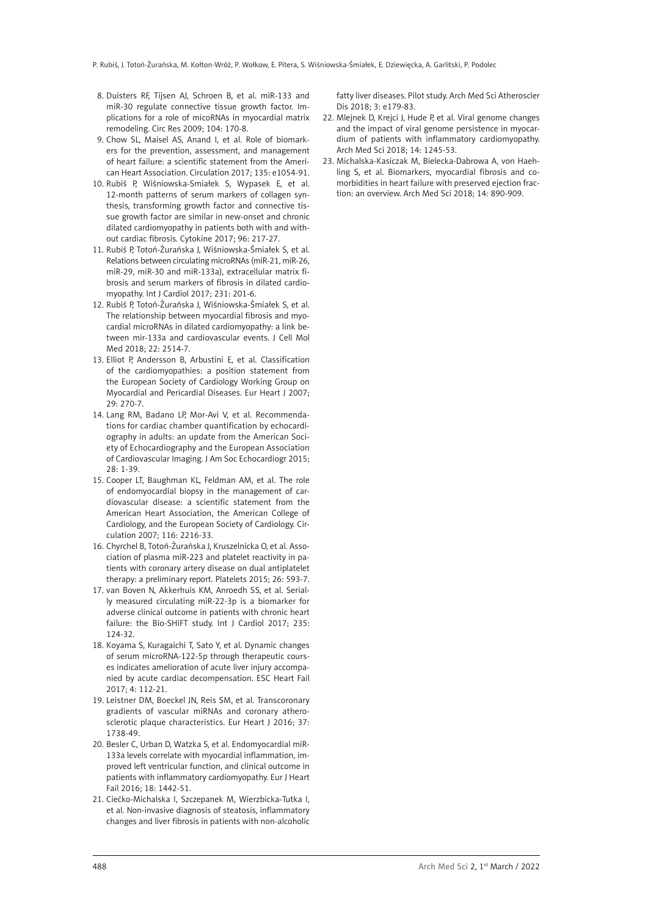8. Duisters RF, Tijsen AJ, Schroen B, et al. miR-133 and miR-30 regulate connective tissue growth factor. Implications for a role of micoRNAs in myocardial matrix remodeling. Circ Res 2009; 104: 170-8.
9. Chow SL, Maisel AS, Anand I, et al. Role of biomarkers for the prevention, assessment, and management of heart failure: a scientific statement from the American Heart Association. Circulation 2017; 135: e1054-91.
10. Rubiś P, Wiśniowska-Smiałek S, Wypasek E, et al. 12-month patterns of serum markers of collagen synthesis, transforming growth factor and connective tissue growth factor are similar in new-onset and chronic dilated cardiomyopathy in patients both with and without cardiac fibrosis. Cytokine 2017; 96: 217-27.
11. Rubiś P, Totoń-Żurańska J, Wiśniowska-Śmiałek S, et al. Relations between circulating microRNAs (miR-21, miR-26, miR-29, miR-30 and miR-133a), extracellular matrix fibrosis and serum markers of fibrosis in dilated cardiomyopathy. Int J Cardiol 2017; 231: 201-6.
12. Rubiś P, Totoń-Żurańska J, Wiśniowska-Śmiałek S, et al. The relationship between myocardial fibrosis and myocardial microRNAs in dilated cardiomyopathy: a link between mir-133a and cardiovascular events. J Cell Mol Med 2018; 22: 2514-7.
13. Elliot P, Andersson B, Arbustini E, et al. Classification of the cardiomyopathies: a position statement from the European Society of Cardiology Working Group on Myocardial and Pericardial Diseases. Eur Heart J 2007; 29: 270-7.
14. Lang RM, Badano LP, Mor-Avi V, et al. Recommendations for cardiac chamber quantification by echocardiography in adults: an update from the American Society of Echocardiography and the European Association of Cardiovascular Imaging. J Am Soc Echocardiogr 2015; 28: 1-39.
15. Cooper LT, Baughman KL, Feldman AM, et al. The role of endomyocardial biopsy in the management of cardiovascular disease: a scientific statement from the American Heart Association, the American College of Cardiology, and the European Society of Cardiology. Circulation 2007; 116: 2216-33.
16. Chyrchel B, Totoń-Żurańska J, Kruszelnicka O, et al. Association of plasma miR-223 and platelet reactivity in patients with coronary artery disease on dual antiplatelet therapy: a preliminary report. Platelets 2015; 26: 593-7.
17. van Boven N, Akkerhuis KM, Anroedh SS, et al. Serially measured circulating miR-22-3p is a biomarker for adverse clinical outcome in patients with chronic heart failure: the Bio-SHiFT study. Int J Cardiol 2017; 235: 124-32.
18. Koyama S, Kuragaichi T, Sato Y, et al. Dynamic changes of serum microRNA-122-5p through therapeutic courses indicates amelioration of acute liver injury accompanied by acute cardiac decompensation. ESC Heart Fail 2017; 4: 112-21.
19. Leistner DM, Boeckel JN, Reis SM, et al. Transcoronary gradients of vascular miRNAs and coronary atherosclerotic plaque characteristics. Eur Heart J 2016; 37: 1738-49.
20. Besler C, Urban D, Watzka S, et al. Endomyocardial miR-133a levels correlate with myocardial inflammation, improved left ventricular function, and clinical outcome in patients with inflammatory cardiomyopathy. Eur J Heart Fail 2016; 18: 1442-51.
21. Ciećko-Michalska I, Szczepanek M, Wierzbicka-Tutka I, et al. Non-invasive diagnosis of steatosis, inflammatory changes and liver fibrosis in patients with non-alcoholic fatty liver diseases. Pilot study. Arch Med Sci Atheroscler Dis 2018; 3: e179-83.
22. Mlejnek D, Krejci J, Hude P, et al. Viral genome changes and the impact of viral genome persistence in myocardium of patients with inflammatory cardiomyopathy. Arch Med Sci 2018; 14: 1245-53.
23. Michalska-Kasiczak M, Bielecka-Dabrowa A, von Haehling S, et al. Biomarkers, myocardial fibrosis and co-morbidities in heart failure with preserved ejection fraction: an overview. Arch Med Sci 2018; 14: 890-909.